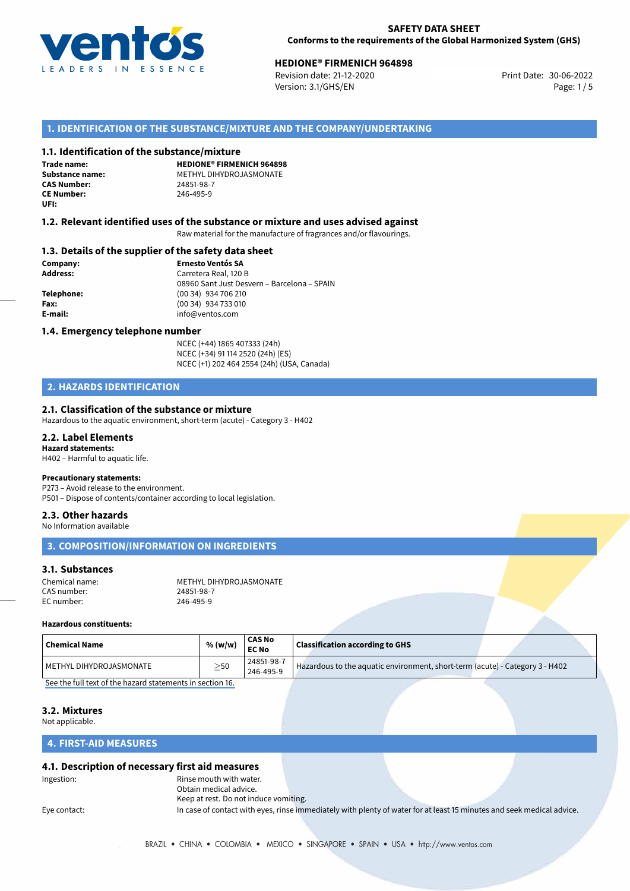**SAFETY DATA SHEET**
**Conforms to the requirements of the Global Harmonized System (GHS)**

**HEDIONE® FIRMENICH 964898**
Revision date: 21-12-2020
Version: 3.1/GHS/EN
Print Date: 30-06-2022

## 1. IDENTIFICATION OF THE SUBSTANCE/MIXTURE AND THE COMPANY/UNDERTAKING

### 1.1. Identification of the substance/mixture

**Trade name:** **HEDIONE® FIRMENICH 964898**
**Substance name:** METHYL DIHYDROJASMONATE
**CAS Number:** 24851-98-7
**CE Number:** 246-495-9
**UFI:**

### 1.2. Relevant identified uses of the substance or mixture and uses advised against

Raw material for the manufacture of fragrances and/or flavourings.

### 1.3. Details of the supplier of the safety data sheet

**Company:** **Ernesto Ventós SA**
**Address:** Carretera Real, 120 B
08960 Sant Just Desvern – Barcelona – SPAIN
**Telephone:** (00 34) 934 706 210
**Fax:** (00 34) 934 733 010
**E-mail:** info@ventos.com

### 1.4. Emergency telephone number

NCEC (+44) 1865 407333 (24h)
NCEC (+34) 91 114 2520 (24h) (ES)
NCEC (+1) 202 464 2554 (24h) (USA, Canada)

## 2. HAZARDS IDENTIFICATION

### 2.1. Classification of the substance or mixture

Hazardous to the aquatic environment, short-term (acute) - Category 3 - H402

### 2.2. Label Elements

**Hazard statements:**
H402 – Harmful to aquatic life.

**Precautionary statements:**
P273 – Avoid release to the environment.
P501 – Dispose of contents/container according to local legislation.

### 2.3. Other hazards

No Information available

## 3. COMPOSITION/INFORMATION ON INGREDIENTS

### 3.1. Substances

Chemical name: METHYL DIHYDROJASMONATE
CAS number: 24851-98-7
EC number: 246-495-9

**Hazardous constituents:**

| Chemical Name | % (w/w) | CAS No EC No | Classification according to GHS |
|---|---|---|---|
| METHYL DIHYDROJASMONATE | $\geq$50 | 24851-98-7 246-495-9 | Hazardous to the aquatic environment, short-term (acute) - Category 3 - H402 |

See the full text of the hazard statements in section 16.

### 3.2. Mixtures

Not applicable.

## 4. FIRST-AID MEASURES

### 4.1. Description of necessary first aid measures

Ingestion: Rinse mouth with water.
Obtain medical advice.
Keep at rest. Do not induce vomiting.

Eye contact: In case of contact with eyes, rinse immediately with plenty of water for at least 15 minutes and seek medical advice.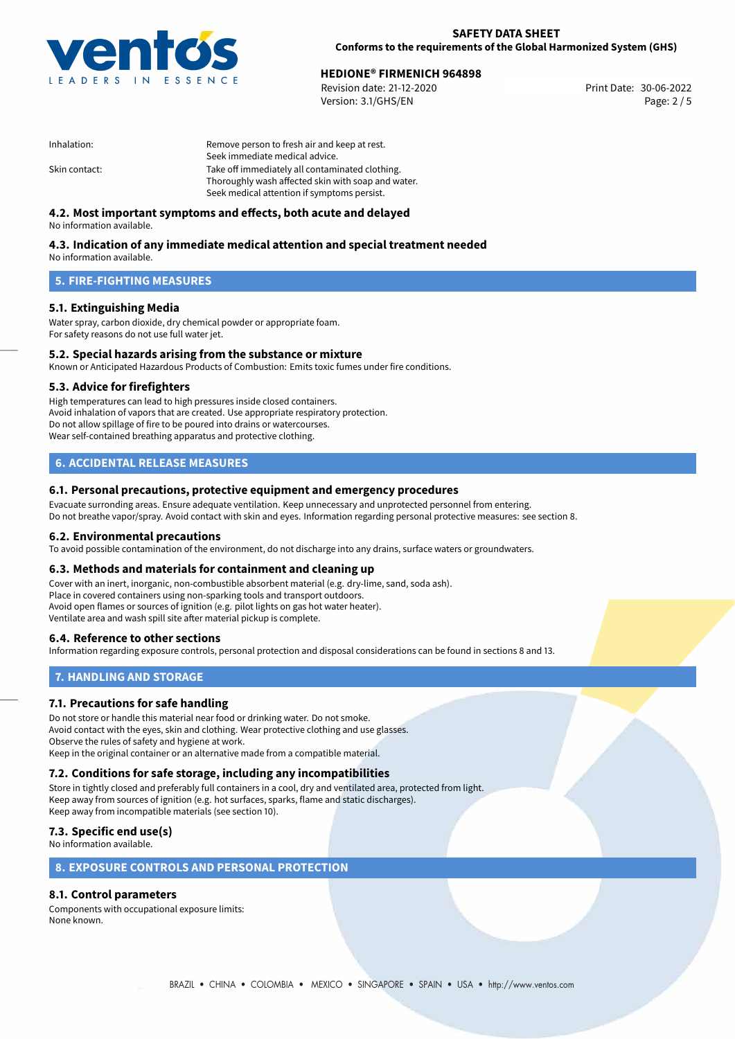| | |
|---|---|
| Inhalation: | Remove person to fresh air and keep at rest. Seek immediate medical advice. |
| Skin contact: | Take off immediately all contaminated clothing. Thoroughly wash affected skin with soap and water. Seek medical attention if symptoms persist. |

### 4.2. Most important symptoms and effects, both acute and delayed

No information available.

### 4.3. Indication of any immediate medical attention and special treatment needed

No information available.

## 5. FIRE-FIGHTING MEASURES

### 5.1. Extinguishing Media

Water spray, carbon dioxide, dry chemical powder or appropriate foam.
For safety reasons do not use full water jet.

### 5.2. Special hazards arising from the substance or mixture

Known or Anticipated Hazardous Products of Combustion: Emits toxic fumes under fire conditions.

### 5.3. Advice for firefighters

High temperatures can lead to high pressures inside closed containers.
Avoid inhalation of vapors that are created. Use appropriate respiratory protection.
Do not allow spillage of fire to be poured into drains or watercourses.
Wear self-contained breathing apparatus and protective clothing.

## 6. ACCIDENTAL RELEASE MEASURES

### 6.1. Personal precautions, protective equipment and emergency procedures

Evacuate surronding areas. Ensure adequate ventilation. Keep unnecessary and unprotected personnel from entering.
Do not breathe vapor/spray. Avoid contact with skin and eyes. Information regarding personal protective measures: see section 8.

### 6.2. Environmental precautions

To avoid possible contamination of the environment, do not discharge into any drains, surface waters or groundwaters.

### 6.3. Methods and materials for containment and cleaning up

Cover with an inert, inorganic, non-combustible absorbent material (e.g. dry-lime, sand, soda ash).
Place in covered containers using non-sparking tools and transport outdoors.
Avoid open flames or sources of ignition (e.g. pilot lights on gas hot water heater).
Ventilate area and wash spill site after material pickup is complete.

### 6.4. Reference to other sections

Information regarding exposure controls, personal protection and disposal considerations can be found in sections 8 and 13.

## 7. HANDLING AND STORAGE

### 7.1. Precautions for safe handling

Do not store or handle this material near food or drinking water. Do not smoke.
Avoid contact with the eyes, skin and clothing. Wear protective clothing and use glasses.
Observe the rules of safety and hygiene at work.
Keep in the original container or an alternative made from a compatible material.

### 7.2. Conditions for safe storage, including any incompatibilities

Store in tightly closed and preferably full containers in a cool, dry and ventilated area, protected from light.
Keep away from sources of ignition (e.g. hot surfaces, sparks, flame and static discharges).
Keep away from incompatible materials (see section 10).

### 7.3. Specific end use(s)

No information available.

## 8. EXPOSURE CONTROLS AND PERSONAL PROTECTION

### 8.1. Control parameters

Components with occupational exposure limits:
None known.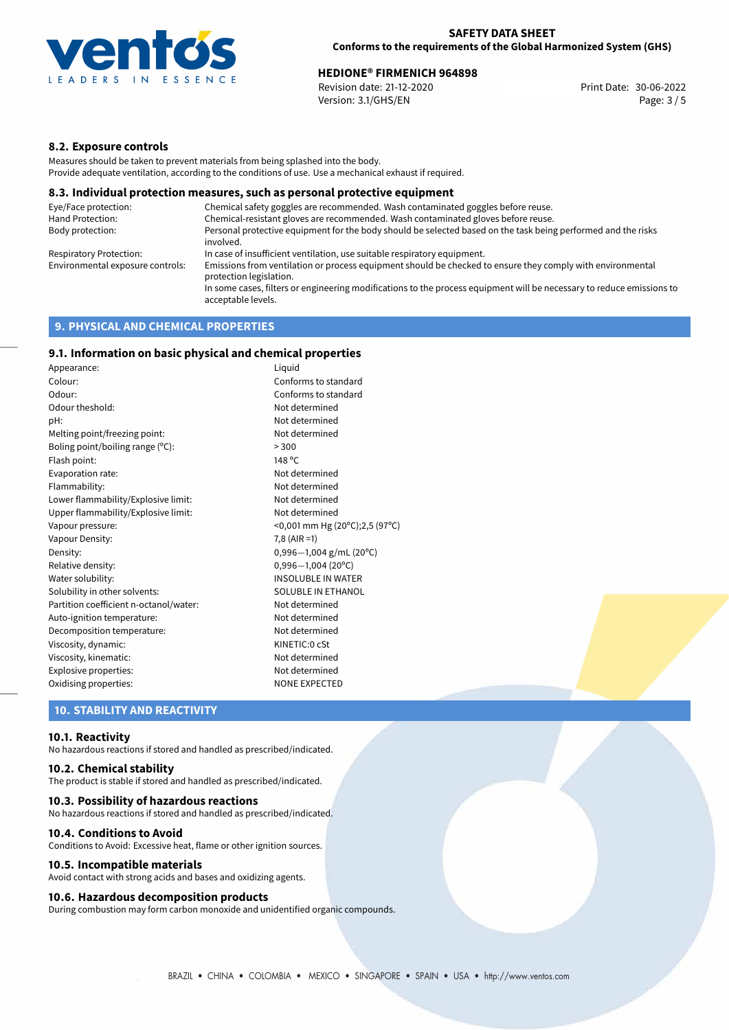## 8.2. Exposure controls

Measures should be taken to prevent materials from being splashed into the body.
Provide adequate ventilation, according to the conditions of use. Use a mechanical exhaust if required.

## 8.3. Individual protection measures, such as personal protective equipment

| | |
|---|---|
| Eye/Face protection: | Chemical safety goggles are recommended. Wash contaminated goggles before reuse. |
| Hand Protection: | Chemical-resistant gloves are recommended. Wash contaminated gloves before reuse. |
| Body protection: | Personal protective equipment for the body should be selected based on the task being performed and the risks involved. |
| Respiratory Protection: | In case of insufficient ventilation, use suitable respiratory equipment. |
| Environmental exposure controls: | Emissions from ventilation or process equipment should be checked to ensure they comply with environmental protection legislation. In some cases, filters or engineering modifications to the process equipment will be necessary to reduce emissions to acceptable levels. |

# 9. PHYSICAL AND CHEMICAL PROPERTIES

## 9.1. Information on basic physical and chemical properties

| | |
|---|---|
| Appearance: | Liquid |
| Colour: | Conforms to standard |
| Odour: | Conforms to standard |
| Odour theshold: | Not determined |
| pH: | Not determined |
| Melting point/freezing point: | Not determined |
| Boling point/boiling range (°C): | > 300 |
| Flash point: | 148 °C |
| Evaporation rate: | Not determined |
| Flammability: | Not determined |
| Lower flammability/Explosive limit: | Not determined |
| Upper flammability/Explosive limit: | Not determined |
| Vapour pressure: | <0,001 mm Hg (20°C);2,5 (97°C) |
| Vapour Density: | 7,8 (AIR =1) |
| Density: | 0,996−1,004 g/mL (20°C) |
| Relative density: | 0,996−1,004 (20°C) |
| Water solubility: | INSOLUBLE IN WATER |
| Solubility in other solvents: | SOLUBLE IN ETHANOL |
| Partition coefficient n-octanol/water: | Not determined |
| Auto-ignition temperature: | Not determined |
| Decomposition temperature: | Not determined |
| Viscosity, dynamic: | KINETIC:0 cSt |
| Viscosity, kinematic: | Not determined |
| Explosive properties: | Not determined |
| Oxidising properties: | NONE EXPECTED |

# 10. STABILITY AND REACTIVITY

## 10.1. Reactivity

No hazardous reactions if stored and handled as prescribed/indicated.

## 10.2. Chemical stability

The product is stable if stored and handled as prescribed/indicated.

## 10.3. Possibility of hazardous reactions

No hazardous reactions if stored and handled as prescribed/indicated.

## 10.4. Conditions to Avoid

Conditions to Avoid: Excessive heat, flame or other ignition sources.

## 10.5. Incompatible materials

Avoid contact with strong acids and bases and oxidizing agents.

## 10.6. Hazardous decomposition products

During combustion may form carbon monoxide and unidentified organic compounds.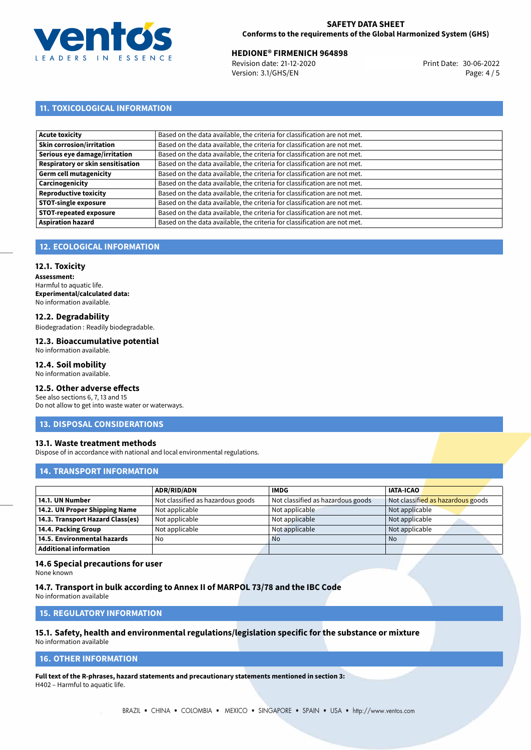## 11. TOXICOLOGICAL INFORMATION

| | |
|---|---|
| **Acute toxicity** | Based on the data available, the criteria for classification are not met. |
| **Skin corrosion/irritation** | Based on the data available, the criteria for classification are not met. |
| **Serious eye damage/irritation** | Based on the data available, the criteria for classification are not met. |
| **Respiratory or skin sensitisation** | Based on the data available, the criteria for classification are not met. |
| **Germ cell mutagenicity** | Based on the data available, the criteria for classification are not met. |
| **Carcinogenicity** | Based on the data available, the criteria for classification are not met. |
| **Reproductive toxicity** | Based on the data available, the criteria for classification are not met. |
| **STOT-single exposure** | Based on the data available, the criteria for classification are not met. |
| **STOT-repeated exposure** | Based on the data available, the criteria for classification are not met. |
| **Aspiration hazard** | Based on the data available, the criteria for classification are not met. |

## 12. ECOLOGICAL INFORMATION

### 12.1. Toxicity

**Assessment:**
Harmful to aquatic life.
**Experimental/calculated data:**
No information available.

### 12.2. Degradability

Biodegradation : Readily biodegradable.

### 12.3. Bioaccumulative potential

No information available.

### 12.4. Soil mobility

No information available.

### 12.5. Other adverse effects

See also sections 6, 7, 13 and 15
Do not allow to get into waste water or waterways.

## 13. DISPOSAL CONSIDERATIONS

### 13.1. Waste treatment methods

Dispose of in accordance with national and local environmental regulations.

## 14. TRANSPORT INFORMATION

| | ADR/RID/ADN | IMDG | IATA-ICAO |
|---|---|---|---|
| **14.1. UN Number** | Not classified as hazardous goods | Not classified as hazardous goods | Not classified as hazardous goods |
| **14.2. UN Proper Shipping Name** | Not applicable | Not applicable | Not applicable |
| **14.3. Transport Hazard Class(es)** | Not applicable | Not applicable | Not applicable |
| **14.4. Packing Group** | Not applicable | Not applicable | Not applicable |
| **14.5. Environmental hazards** | No | No | No |
| **Additional information** | | | |

### 14.6 Special precautions for user

None known

### 14.7. Transport in bulk according to Annex II of MARPOL 73/78 and the IBC Code

No information available

## 15. REGULATORY INFORMATION

### 15.1. Safety, health and environmental regulations/legislation specific for the substance or mixture

No information available

## 16. OTHER INFORMATION

**Full text of the R-phrases, hazard statements and precautionary statements mentioned in section 3:**
H402 – Harmful to aquatic life.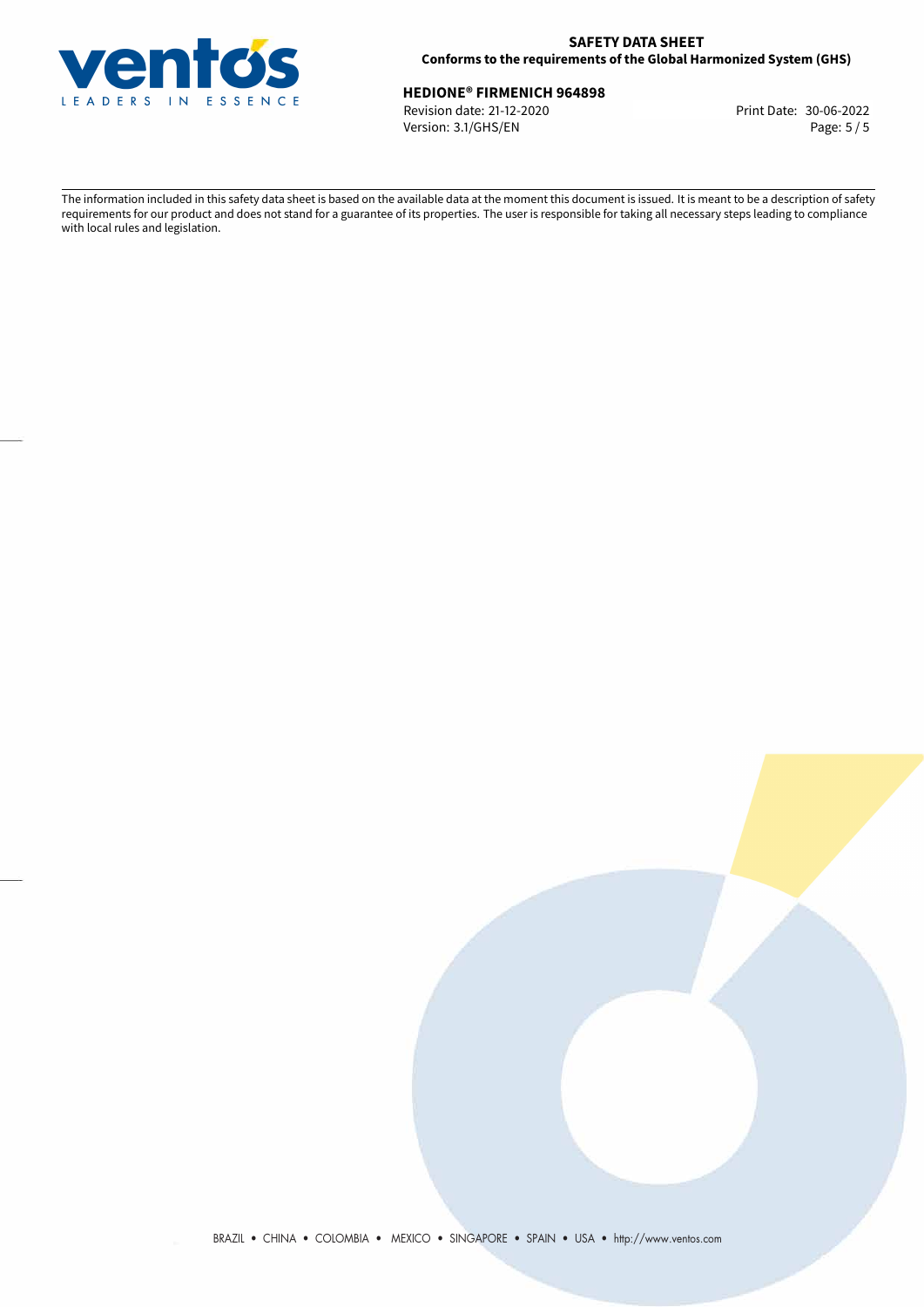The information included in this safety data sheet is based on the available data at the moment this document is issued. It is meant to be a description of safety requirements for our product and does not stand for a guarantee of its properties. The user is responsible for taking all necessary steps leading to compliance with local rules and legislation.